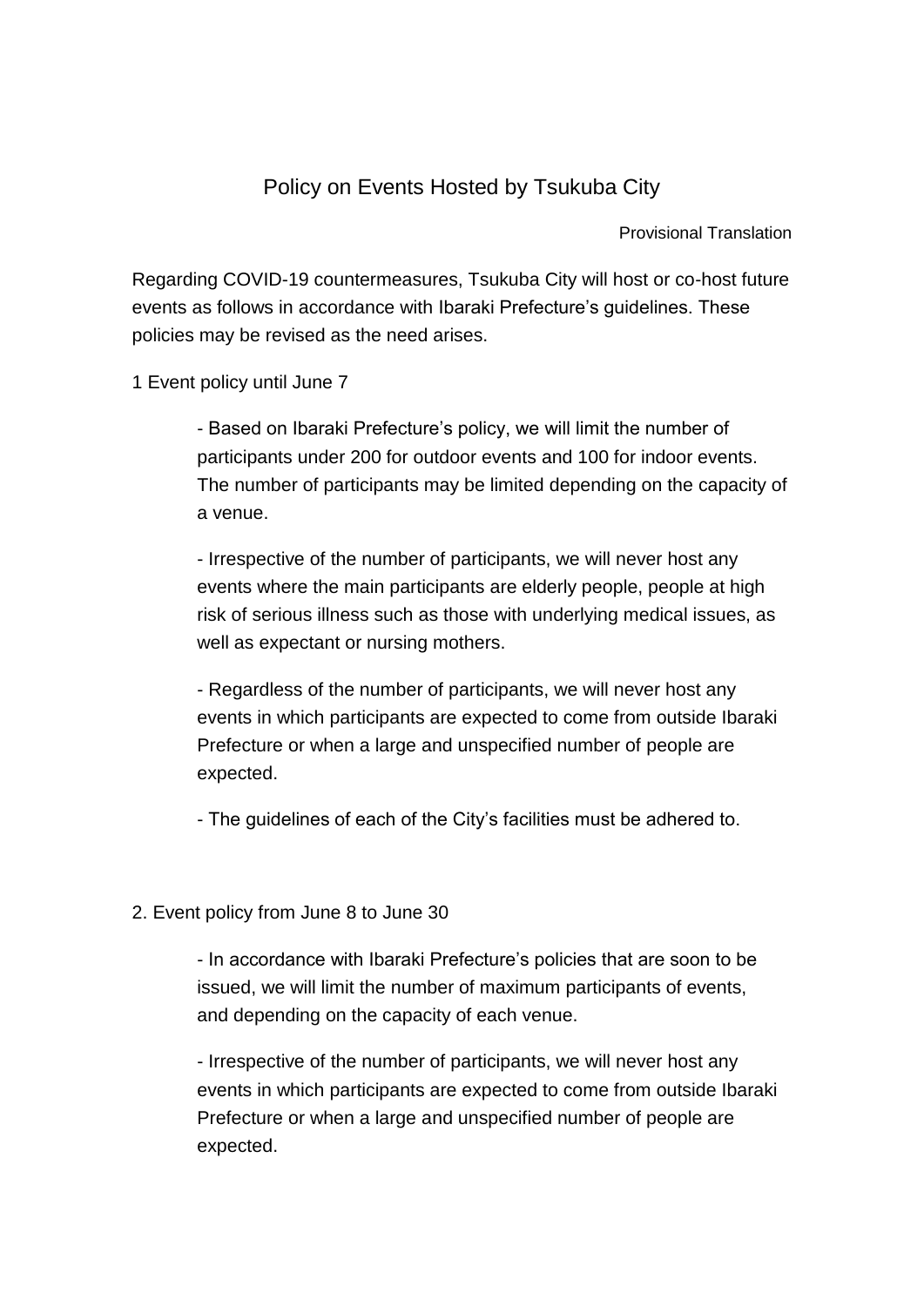# Policy on Events Hosted by Tsukuba City

Provisional Translation

Regarding COVID-19 countermeasures, Tsukuba City will host or co-host future events as follows in accordance with Ibaraki Prefecture's guidelines. These policies may be revised as the need arises.

1 Event policy until June 7

- Based on Ibaraki Prefecture's policy, we will limit the number of participants under 200 for outdoor events and 100 for indoor events. The number of participants may be limited depending on the capacity of a venue.
- Irrespective of the number of participants, we will never host any events where the main participants are elderly people, people at high risk of serious illness such as those with underlying medical issues, as well as expectant or nursing mothers.
- Regardless of the number of participants, we will never host any events in which participants are expected to come from outside Ibaraki Prefecture or when a large and unspecified number of people are expected.
- The guidelines of each of the City's facilities must be adhered to.

2. Event policy from June 8 to June 30

- In accordance with Ibaraki Prefecture's policies that are soon to be issued, we will limit the number of maximum participants of events, and depending on the capacity of each venue.
- Irrespective of the number of participants, we will never host any events in which participants are expected to come from outside Ibaraki Prefecture or when a large and unspecified number of people are expected.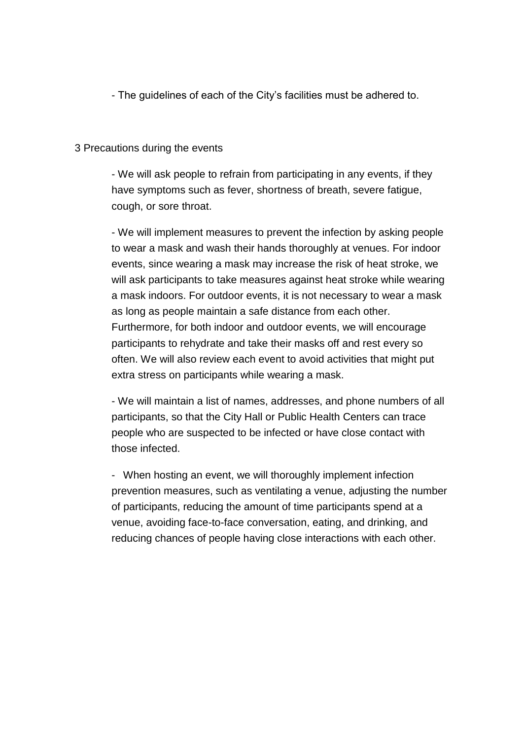- The guidelines of each of the City's facilities must be adhered to.

## 3 Precautions during the events

- We will ask people to refrain from participating in any events, if they have symptoms such as fever, shortness of breath, severe fatigue, cough, or sore throat.

- We will implement measures to prevent the infection by asking people to wear a mask and wash their hands thoroughly at venues. For indoor events, since wearing a mask may increase the risk of heat stroke, we will ask participants to take measures against heat stroke while wearing a mask indoors. For outdoor events, it is not necessary to wear a mask as long as people maintain a safe distance from each other. Furthermore, for both indoor and outdoor events, we will encourage participants to rehydrate and take their masks off and rest every so often. We will also review each event to avoid activities that might put extra stress on participants while wearing a mask.

- We will maintain a list of names, addresses, and phone numbers of all participants, so that the City Hall or Public Health Centers can trace people who are suspected to be infected or have close contact with those infected.

- When hosting an event, we will thoroughly implement infection prevention measures, such as ventilating a venue, adjusting the number of participants, reducing the amount of time participants spend at a venue, avoiding face-to-face conversation, eating, and drinking, and reducing chances of people having close interactions with each other.